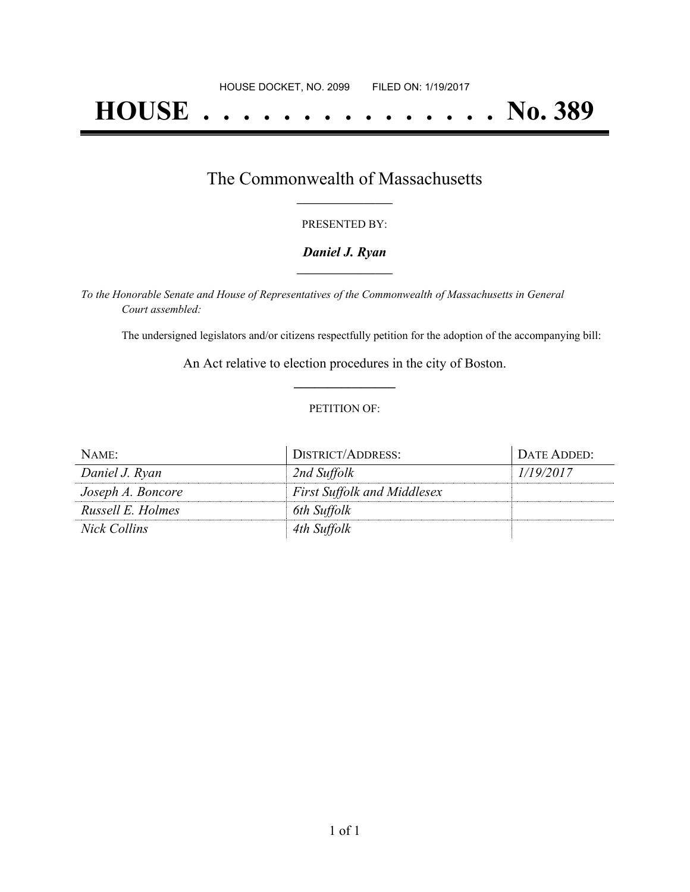HOUSE DOCKET, NO. 2099 FILED ON: 1/19/2017

# HOUSE . . . . . . . . . . . . . . . No. 389

## The Commonwealth of Massachusetts

PRESENTED BY:

***Daniel J. Ryan***

*To the Honorable Senate and House of Representatives of the Commonwealth of Massachusetts in General Court assembled:*

The undersigned legislators and/or citizens respectfully petition for the adoption of the accompanying bill:

An Act relative to election procedures in the city of Boston.

PETITION OF:

| NAME: | DISTRICT/ADDRESS: | DATE ADDED: |
|---|---|---|
| *Daniel J. Ryan* | *2nd Suffolk* | *1/19/2017* |
| *Joseph A. Boncore* | *First Suffolk and Middlesex* | |
| *Russell E. Holmes* | *6th Suffolk* | |
| *Nick Collins* | *4th Suffolk* | |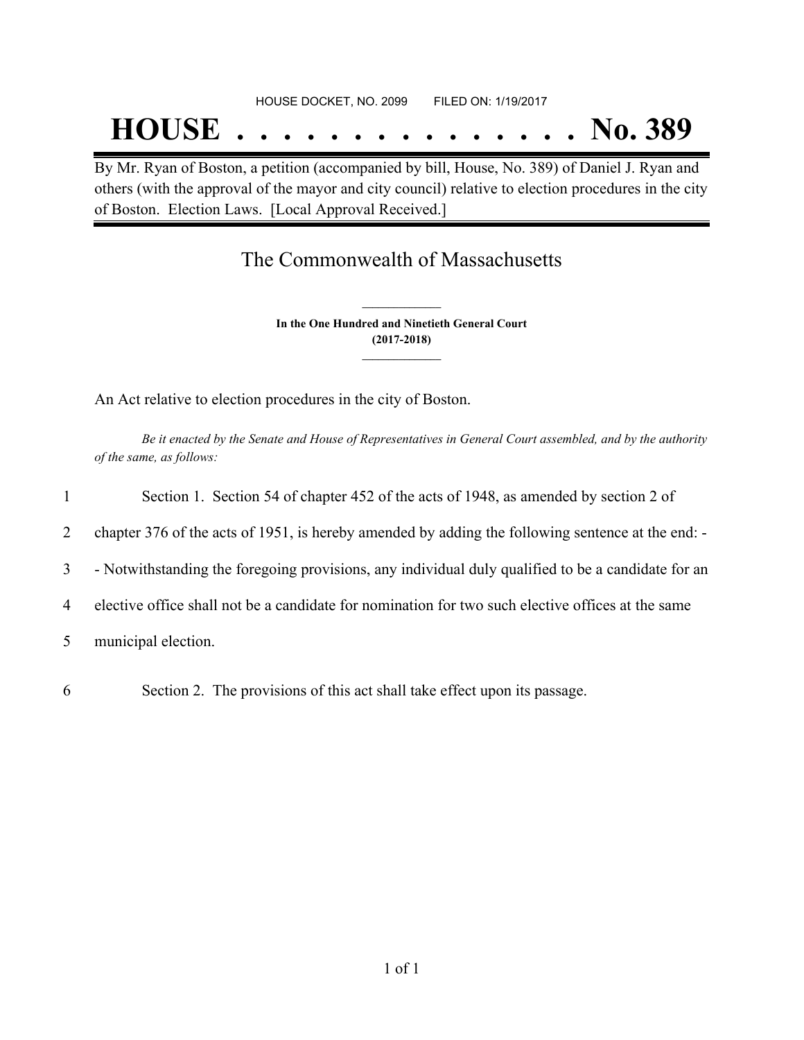HOUSE DOCKET, NO. 2099        FILED ON: 1/19/2017

# HOUSE . . . . . . . . . . . . . . . No. 389

By Mr. Ryan of Boston, a petition (accompanied by bill, House, No. 389) of Daniel J. Ryan and others (with the approval of the mayor and city council) relative to election procedures in the city of Boston. Election Laws. [Local Approval Received.]

## The Commonwealth of Massachusetts

**In the One Hundred and Ninetieth General Court**
**(2017-2018)**

An Act relative to election procedures in the city of Boston.

*Be it enacted by the Senate and House of Representatives in General Court assembled, and by the authority of the same, as follows:*

1 Section 1. Section 54 of chapter 452 of the acts of 1948, as amended by section 2 of
2 chapter 376 of the acts of 1951, is hereby amended by adding the following sentence at the end: -
3 - Notwithstanding the foregoing provisions, any individual duly qualified to be a candidate for an
4 elective office shall not be a candidate for nomination for two such elective offices at the same
5 municipal election.

6 Section 2. The provisions of this act shall take effect upon its passage.